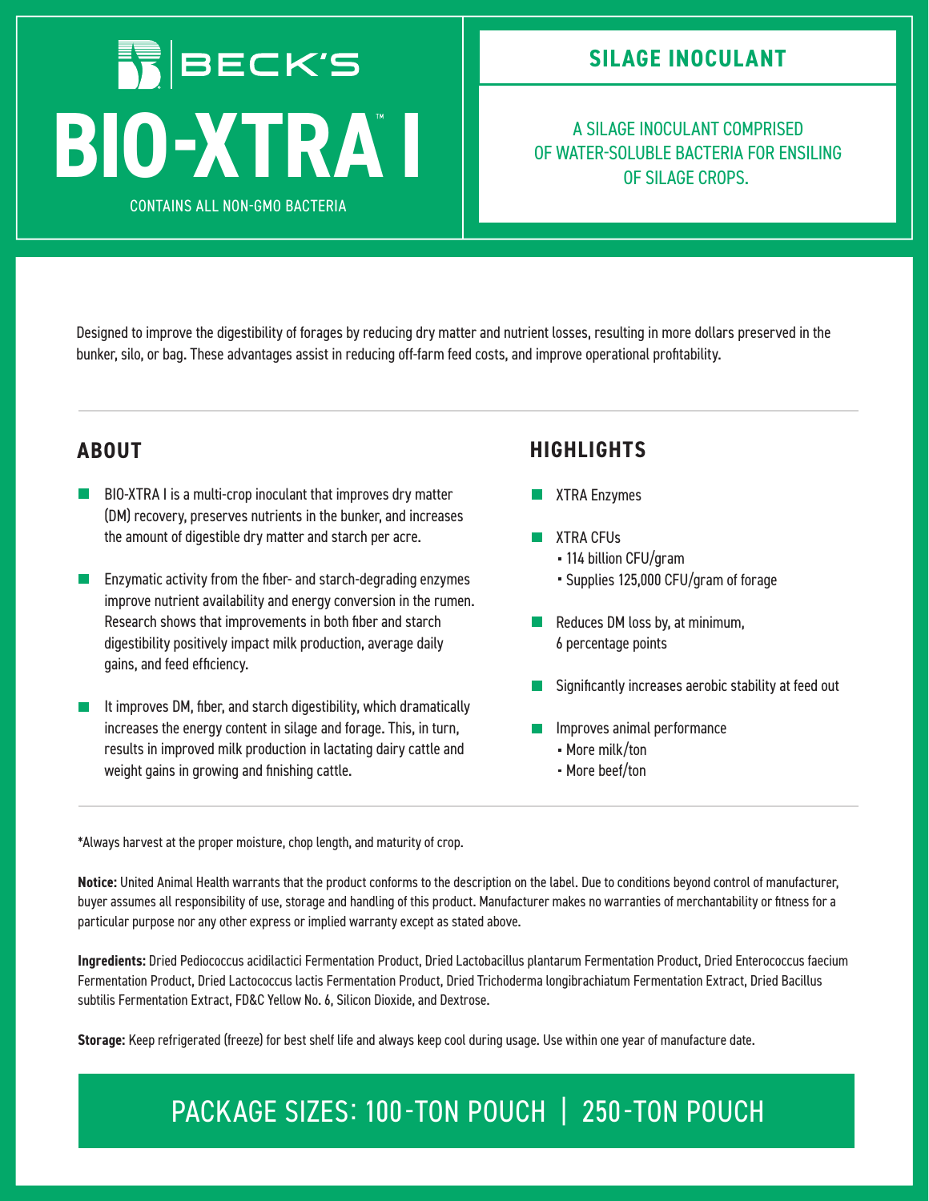# BECK'S BIO-XTRA™ I

CONTAINS ALL NON-GMO BACTERIA

## SILAGE INOCULANT

A SILAGE INOCULANT COMPRISED OF WATER-SOLUBLE BACTERIA FOR ENSILING OF SILAGE CROPS.

Designed to improve the digestibility of forages by reducing dry matter and nutrient losses, resulting in more dollars preserved in the bunker, silo, or bag. These advantages assist in reducing off-farm feed costs, and improve operational profitability.

## ABOUT

- BIO-XTRA I is a multi-crop inoculant that improves dry matter (DM) recovery, preserves nutrients in the bunker, and increases the amount of digestible dry matter and starch per acre.
- Enzymatic activity from the fiber- and starch-degrading enzymes improve nutrient availability and energy conversion in the rumen. Research shows that improvements in both fiber and starch digestibility positively impact milk production, average daily gains, and feed efficiency.
- It improves DM, fiber, and starch digestibility, which dramatically increases the energy content in silage and forage. This, in turn, results in improved milk production in lactating dairy cattle and weight gains in growing and finishing cattle.

## HIGHLIGHTS

- XTRA Enzymes
- XTRA CFUs
  - 114 billion CFU/gram
  - Supplies 125,000 CFU/gram of forage
- Reduces DM loss by, at minimum, 6 percentage points
- Significantly increases aerobic stability at feed out
- Improves animal performance
  - More milk/ton
  - More beef/ton

*Always harvest at the proper moisture, chop length, and maturity of crop.

**Notice:** United Animal Health warrants that the product conforms to the description on the label. Due to conditions beyond control of manufacturer, buyer assumes all responsibility of use, storage and handling of this product. Manufacturer makes no warranties of merchantability or fitness for a particular purpose nor any other express or implied warranty except as stated above.

**Ingredients:** Dried Pediococcus acidilactici Fermentation Product, Dried Lactobacillus plantarum Fermentation Product, Dried Enterococcus faecium Fermentation Product, Dried Lactococcus lactis Fermentation Product, Dried Trichoderma longibrachiatum Fermentation Extract, Dried Bacillus subtilis Fermentation Extract, FD&C Yellow No. 6, Silicon Dioxide, and Dextrose.

**Storage:** Keep refrigerated (freeze) for best shelf life and always keep cool during usage. Use within one year of manufacture date.

## PACKAGE SIZES: 100-TON POUCH | 250-TON POUCH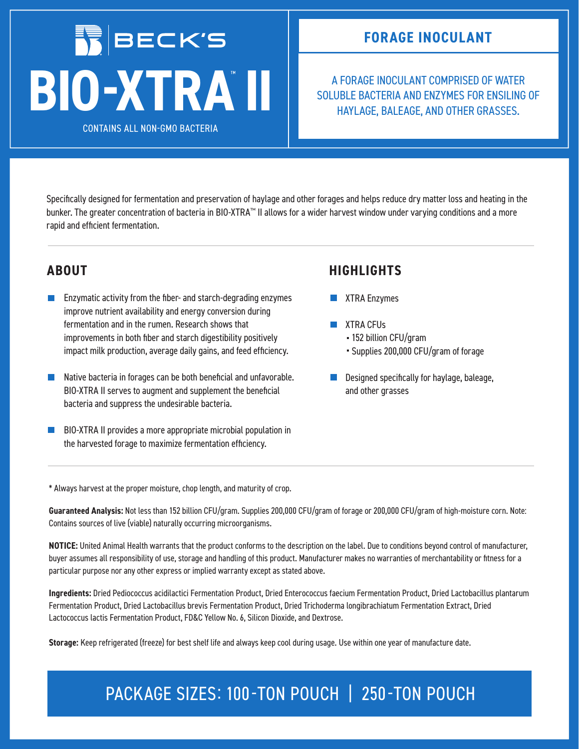BECK'S

# BIO-XTRA™ II

CONTAINS ALL NON-GMO BACTERIA

## FORAGE INOCULANT

A FORAGE INOCULANT COMPRISED OF WATER SOLUBLE BACTERIA AND ENZYMES FOR ENSILING OF HAYLAGE, BALEAGE, AND OTHER GRASSES.

Specifically designed for fermentation and preservation of haylage and other forages and helps reduce dry matter loss and heating in the bunker. The greater concentration of bacteria in BIO-XTRA™ II allows for a wider harvest window under varying conditions and a more rapid and efficient fermentation.

## ABOUT

- Enzymatic activity from the fiber- and starch-degrading enzymes improve nutrient availability and energy conversion during fermentation and in the rumen. Research shows that improvements in both fiber and starch digestibility positively impact milk production, average daily gains, and feed efficiency.
- Native bacteria in forages can be both beneficial and unfavorable. BIO-XTRA II serves to augment and supplement the beneficial bacteria and suppress the undesirable bacteria.
- BIO-XTRA II provides a more appropriate microbial population in the harvested forage to maximize fermentation efficiency.

## HIGHLIGHTS

- XTRA Enzymes
- XTRA CFUs
  - 152 billion CFU/gram
  - Supplies 200,000 CFU/gram of forage
- Designed specifically for haylage, baleage, and other grasses

\* Always harvest at the proper moisture, chop length, and maturity of crop.

**Guaranteed Analysis:** Not less than 152 billion CFU/gram. Supplies 200,000 CFU/gram of forage or 200,000 CFU/gram of high-moisture corn. Note: Contains sources of live (viable) naturally occurring microorganisms.

**NOTICE:** United Animal Health warrants that the product conforms to the description on the label. Due to conditions beyond control of manufacturer, buyer assumes all responsibility of use, storage and handling of this product. Manufacturer makes no warranties of merchantability or fitness for a particular purpose nor any other express or implied warranty except as stated above.

**Ingredients:** Dried Pediococcus acidilactici Fermentation Product, Dried Enterococcus faecium Fermentation Product, Dried Lactobacillus plantarum Fermentation Product, Dried Lactobacillus brevis Fermentation Product, Dried Trichoderma longibrachiatum Fermentation Extract, Dried Lactococcus lactis Fermentation Product, FD&C Yellow No. 6, Silicon Dioxide, and Dextrose.

**Storage:** Keep refrigerated (freeze) for best shelf life and always keep cool during usage. Use within one year of manufacture date.

PACKAGE SIZES: 100-TON POUCH | 250-TON POUCH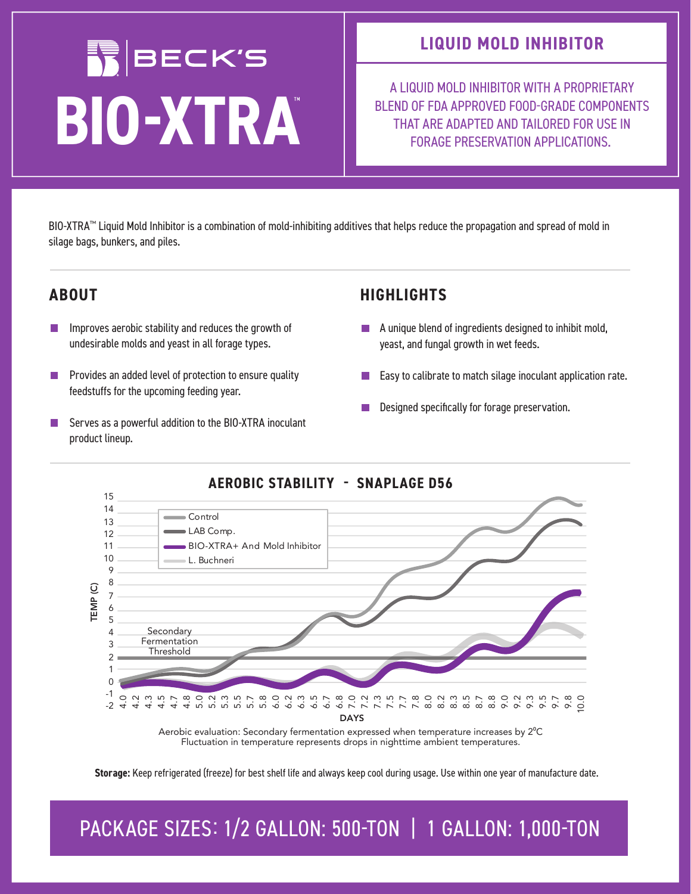# BECK'S BIO-XTRA™

## LIQUID MOLD INHIBITOR

A LIQUID MOLD INHIBITOR WITH A PROPRIETARY BLEND OF FDA APPROVED FOOD-GRADE COMPONENTS THAT ARE ADAPTED AND TAILORED FOR USE IN FORAGE PRESERVATION APPLICATIONS.

BIO-XTRA™ Liquid Mold Inhibitor is a combination of mold-inhibiting additives that helps reduce the propagation and spread of mold in silage bags, bunkers, and piles.

## ABOUT

- Improves aerobic stability and reduces the growth of undesirable molds and yeast in all forage types.
- Provides an added level of protection to ensure quality feedstuffs for the upcoming feeding year.
- Serves as a powerful addition to the BIO-XTRA inoculant product lineup.

## HIGHLIGHTS

- A unique blend of ingredients designed to inhibit mold, yeast, and fungal growth in wet feeds.
- Easy to calibrate to match silage inoculant application rate.
- Designed specifically for forage preservation.

## AEROBIC STABILITY - SNAPLAGE D56

Legend: Control; LAB Comp.; BIO-XTRA+ And Mold Inhibitor; L. Buchneri

Y-axis: TEMP (C), -2 to 15. X-axis: DAYS, 4.0 to 10.0. Secondary Fermentation Threshold at 2.

Aerobic evaluation: Secondary fermentation expressed when temperature increases by 2°C
Fluctuation in temperature represents drops in nighttime ambient temperatures.

**Storage:** Keep refrigerated (freeze) for best shelf life and always keep cool during usage. Use within one year of manufacture date.

## PACKAGE SIZES: 1/2 GALLON: 500-TON | 1 GALLON: 1,000-TON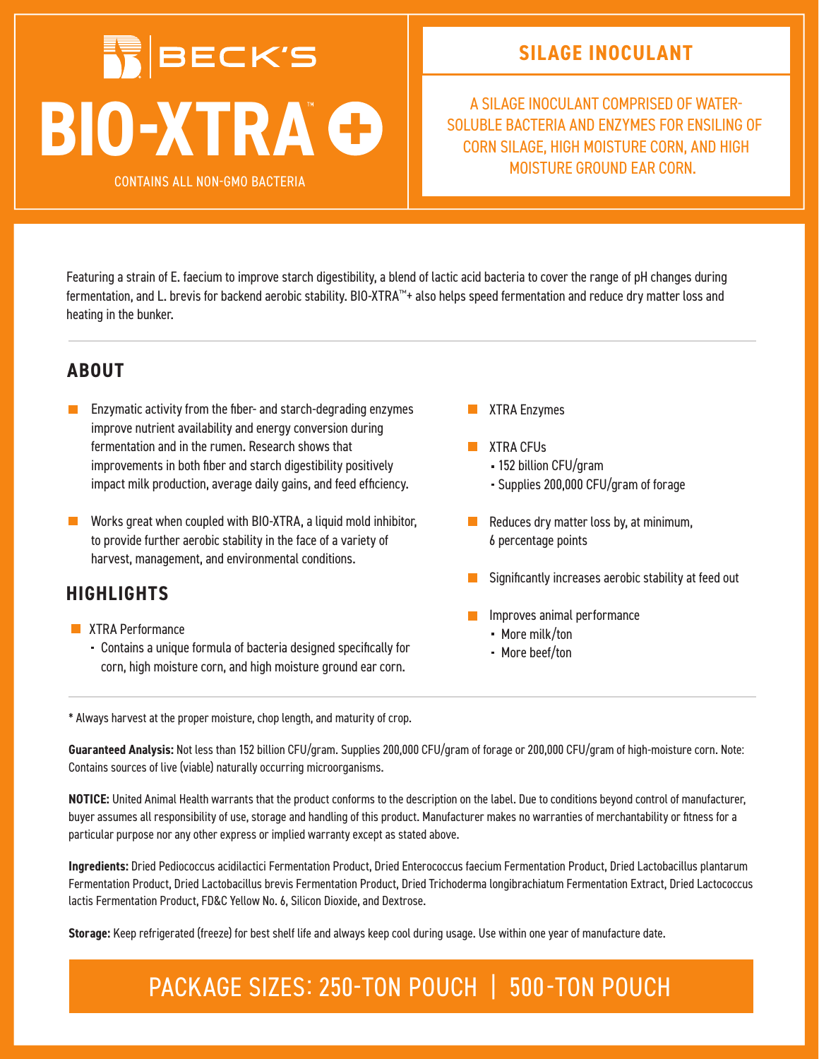BECK'S

# BIO-XTRA™ +

CONTAINS ALL NON-GMO BACTERIA

## SILAGE INOCULANT

A SILAGE INOCULANT COMPRISED OF WATER-SOLUBLE BACTERIA AND ENZYMES FOR ENSILING OF CORN SILAGE, HIGH MOISTURE CORN, AND HIGH MOISTURE GROUND EAR CORN.

Featuring a strain of E. faecium to improve starch digestibility, a blend of lactic acid bacteria to cover the range of pH changes during fermentation, and L. brevis for backend aerobic stability. BIO-XTRA™+ also helps speed fermentation and reduce dry matter loss and heating in the bunker.

## ABOUT

- Enzymatic activity from the fiber- and starch-degrading enzymes improve nutrient availability and energy conversion during fermentation and in the rumen. Research shows that improvements in both fiber and starch digestibility positively impact milk production, average daily gains, and feed efficiency.
- Works great when coupled with BIO-XTRA, a liquid mold inhibitor, to provide further aerobic stability in the face of a variety of harvest, management, and environmental conditions.

## HIGHLIGHTS

- XTRA Performance
  - Contains a unique formula of bacteria designed specifically for corn, high moisture corn, and high moisture ground ear corn.
- XTRA Enzymes
- XTRA CFUs
  - 152 billion CFU/gram
  - Supplies 200,000 CFU/gram of forage
- Reduces dry matter loss by, at minimum, 6 percentage points
- Significantly increases aerobic stability at feed out
- Improves animal performance
  - More milk/ton
  - More beef/ton

* Always harvest at the proper moisture, chop length, and maturity of crop.

**Guaranteed Analysis:** Not less than 152 billion CFU/gram. Supplies 200,000 CFU/gram of forage or 200,000 CFU/gram of high-moisture corn. Note: Contains sources of live (viable) naturally occurring microorganisms.

**NOTICE:** United Animal Health warrants that the product conforms to the description on the label. Due to conditions beyond control of manufacturer, buyer assumes all responsibility of use, storage and handling of this product. Manufacturer makes no warranties of merchantability or fitness for a particular purpose nor any other express or implied warranty except as stated above.

**Ingredients:** Dried Pediococcus acidilactici Fermentation Product, Dried Enterococcus faecium Fermentation Product, Dried Lactobacillus plantarum Fermentation Product, Dried Lactobacillus brevis Fermentation Product, Dried Trichoderma longibrachiatum Fermentation Extract, Dried Lactococcus lactis Fermentation Product, FD&C Yellow No. 6, Silicon Dioxide, and Dextrose.

**Storage:** Keep refrigerated (freeze) for best shelf life and always keep cool during usage. Use within one year of manufacture date.

## PACKAGE SIZES: 250-TON POUCH | 500-TON POUCH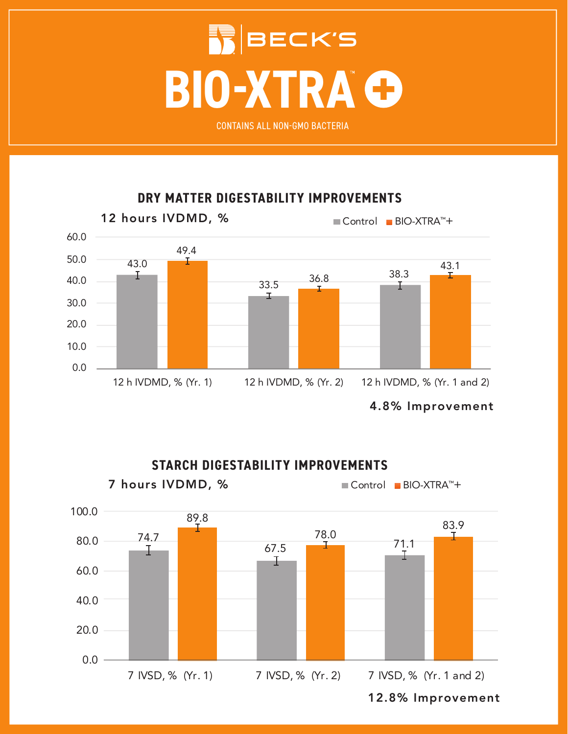# BECK'S

# BIO-XTRA™ +

CONTAINS ALL NON-GMO BACTERIA

## DRY MATTER DIGESTABILITY IMPROVEMENTS

12 hours IVDMD, %

Control
BIO-XTRA™+

60.0
50.0
40.0
30.0
20.0
10.0
0.0

43.0
49.4
33.5
36.8
38.3
43.1

12 h IVDMD, % (Yr. 1)
12 h IVDMD, % (Yr. 2)
12 h IVDMD, % (Yr. 1 and 2)

**4.8% Improvement**

## STARCH DIGESTABILITY IMPROVEMENTS

7 hours IVDMD, %

Control
BIO-XTRA™+

100.0
80.0
60.0
40.0
20.0
0.0

74.7
89.8
67.5
78.0
71.1
83.9

7 IVSD, % (Yr. 1)
7 IVSD, % (Yr. 2)
7 IVSD, % (Yr. 1 and 2)

**12.8% Improvement**